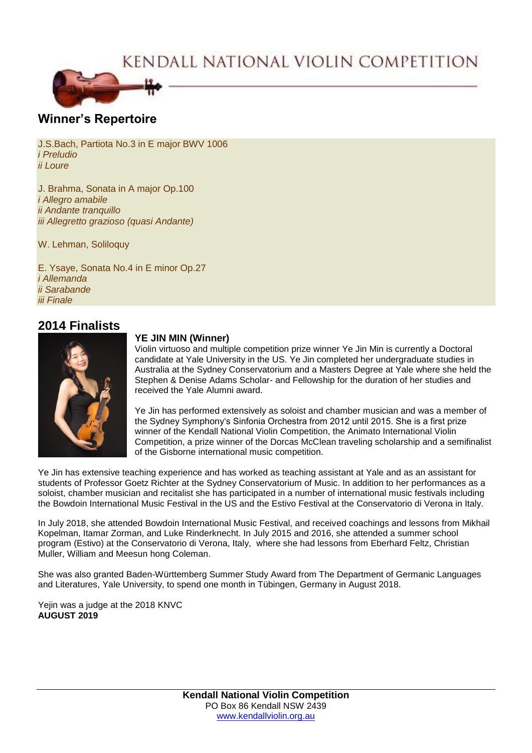# KENDALL NATIONAL VIOLIN COMPETITION

## Winner's Repertoire

J.S.Bach, Partiota No.3 in E major BWV 1006
*i Preludio*
*ii Loure*

J. Brahma, Sonata in A major Op.100
*i Allegro amabile*
*ii Andante tranquillo*
*iii Allegretto grazioso (quasi Andante)*

W. Lehman, Soliloquy

E. Ysaye, Sonata No.4 in E minor Op.27
*i Allemanda*
*ii Sarabande*
*iii Finale*

## 2014 Finalists

**YE JIN MIN (Winner)**

Violin virtuoso and multiple competition prize winner Ye Jin Min is currently a Doctoral candidate at Yale University in the US. Ye Jin completed her undergraduate studies in Australia at the Sydney Conservatorium and a Masters Degree at Yale where she held the Stephen & Denise Adams Scholar- and Fellowship for the duration of her studies and received the Yale Alumni award.

Ye Jin has performed extensively as soloist and chamber musician and was a member of the Sydney Symphony's Sinfonia Orchestra from 2012 until 2015. She is a first prize winner of the Kendall National Violin Competition, the Animato International Violin Competition, a prize winner of the Dorcas McClean traveling scholarship and a semifinalist of the Gisborne international music competition.

Ye Jin has extensive teaching experience and has worked as teaching assistant at Yale and as an assistant for students of Professor Goetz Richter at the Sydney Conservatorium of Music. In addition to her performances as a soloist, chamber musician and recitalist she has participated in a number of international music festivals including the Bowdoin International Music Festival in the US and the Estivo Festival at the Conservatorio di Verona in Italy.

In July 2018, she attended Bowdoin International Music Festival, and received coachings and lessons from Mikhail Kopelman, Itamar Zorman, and Luke Rinderknecht. In July 2015 and 2016, she attended a summer school program (Estivo) at the Conservatorio di Verona, Italy, where she had lessons from Eberhard Feltz, Christian Muller, William and Meesun hong Coleman.

She was also granted Baden-Württemberg Summer Study Award from The Department of Germanic Languages and Literatures, Yale University, to spend one month in Tübingen, Germany in August 2018.

Yejin was a judge at the 2018 KNVC
**AUGUST 2019**

**Kendall National Violin Competition**
PO Box 86 Kendall NSW 2439
www.kendallviolin.org.au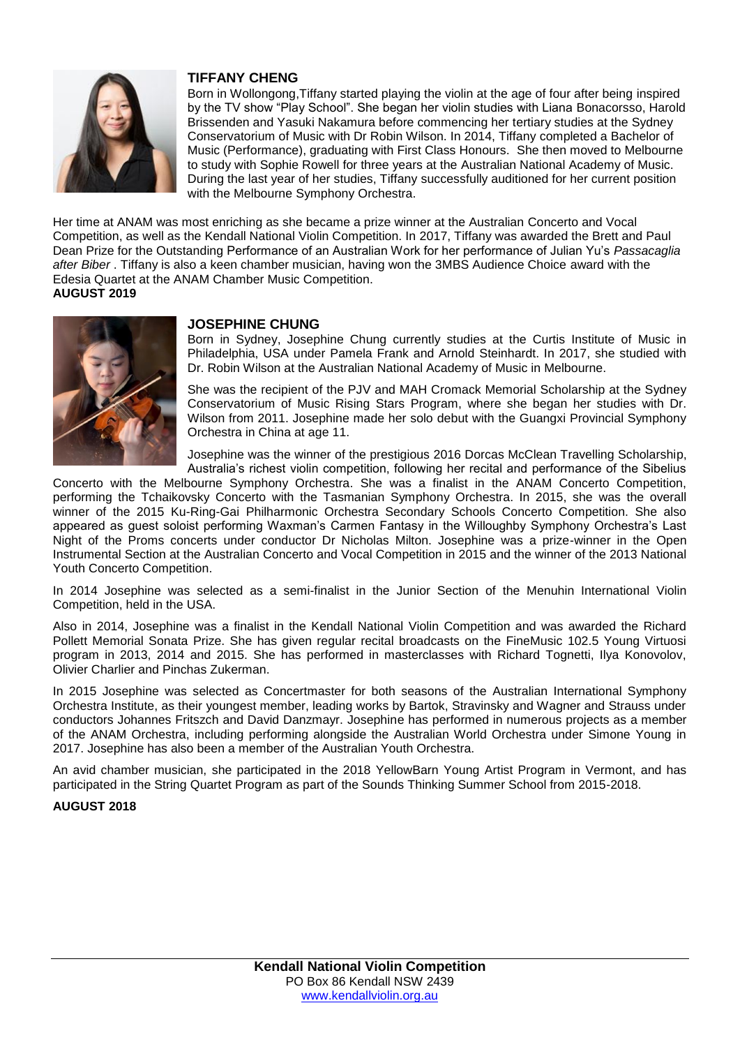## TIFFANY CHENG

Born in Wollongong,Tiffany started playing the violin at the age of four after being inspired by the TV show "Play School". She began her violin studies with Liana Bonacorsso, Harold Brissenden and Yasuki Nakamura before commencing her tertiary studies at the Sydney Conservatorium of Music with Dr Robin Wilson. In 2014, Tiffany completed a Bachelor of Music (Performance), graduating with First Class Honours. She then moved to Melbourne to study with Sophie Rowell for three years at the Australian National Academy of Music. During the last year of her studies, Tiffany successfully auditioned for her current position with the Melbourne Symphony Orchestra.

Her time at ANAM was most enriching as she became a prize winner at the Australian Concerto and Vocal Competition, as well as the Kendall National Violin Competition. In 2017, Tiffany was awarded the Brett and Paul Dean Prize for the Outstanding Performance of an Australian Work for her performance of Julian Yu's *Passacaglia after Biber* . Tiffany is also a keen chamber musician, having won the 3MBS Audience Choice award with the Edesia Quartet at the ANAM Chamber Music Competition.

**AUGUST 2019**

## JOSEPHINE CHUNG

Born in Sydney, Josephine Chung currently studies at the Curtis Institute of Music in Philadelphia, USA under Pamela Frank and Arnold Steinhardt. In 2017, she studied with Dr. Robin Wilson at the Australian National Academy of Music in Melbourne.

She was the recipient of the PJV and MAH Cromack Memorial Scholarship at the Sydney Conservatorium of Music Rising Stars Program, where she began her studies with Dr. Wilson from 2011. Josephine made her solo debut with the Guangxi Provincial Symphony Orchestra in China at age 11.

Josephine was the winner of the prestigious 2016 Dorcas McClean Travelling Scholarship, Australia's richest violin competition, following her recital and performance of the Sibelius Concerto with the Melbourne Symphony Orchestra. She was a finalist in the ANAM Concerto Competition, performing the Tchaikovsky Concerto with the Tasmanian Symphony Orchestra. In 2015, she was the overall winner of the 2015 Ku-Ring-Gai Philharmonic Orchestra Secondary Schools Concerto Competition. She also appeared as guest soloist performing Waxman's Carmen Fantasy in the Willoughby Symphony Orchestra's Last Night of the Proms concerts under conductor Dr Nicholas Milton. Josephine was a prize-winner in the Open Instrumental Section at the Australian Concerto and Vocal Competition in 2015 and the winner of the 2013 National Youth Concerto Competition.

In 2014 Josephine was selected as a semi-finalist in the Junior Section of the Menuhin International Violin Competition, held in the USA.

Also in 2014, Josephine was a finalist in the Kendall National Violin Competition and was awarded the Richard Pollett Memorial Sonata Prize. She has given regular recital broadcasts on the FineMusic 102.5 Young Virtuosi program in 2013, 2014 and 2015. She has performed in masterclasses with Richard Tognetti, Ilya Konovolov, Olivier Charlier and Pinchas Zukerman.

In 2015 Josephine was selected as Concertmaster for both seasons of the Australian International Symphony Orchestra Institute, as their youngest member, leading works by Bartok, Stravinsky and Wagner and Strauss under conductors Johannes Fritszch and David Danzmayr. Josephine has performed in numerous projects as a member of the ANAM Orchestra, including performing alongside the Australian World Orchestra under Simone Young in 2017. Josephine has also been a member of the Australian Youth Orchestra.

An avid chamber musician, she participated in the 2018 YellowBarn Young Artist Program in Vermont, and has participated in the String Quartet Program as part of the Sounds Thinking Summer School from 2015-2018.

**AUGUST 2018**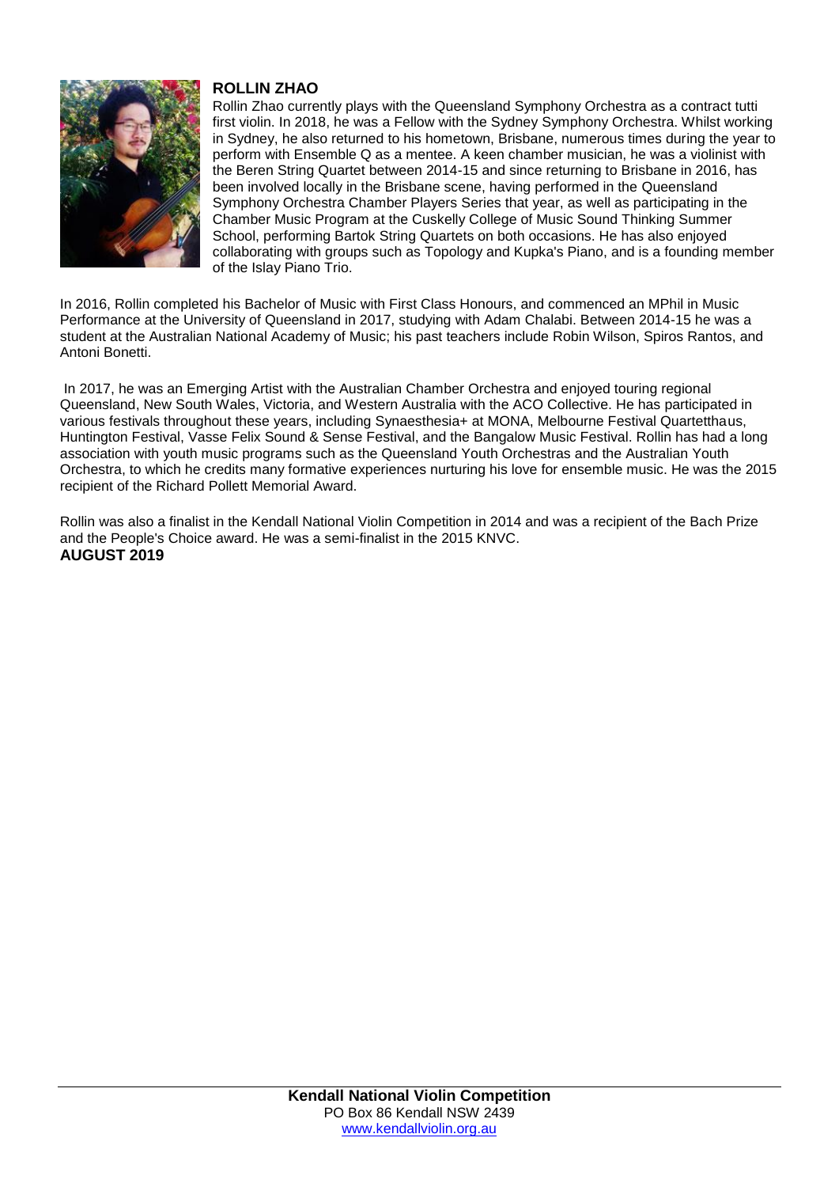## ROLLIN ZHAO

Rollin Zhao currently plays with the Queensland Symphony Orchestra as a contract tutti first violin. In 2018, he was a Fellow with the Sydney Symphony Orchestra. Whilst working in Sydney, he also returned to his hometown, Brisbane, numerous times during the year to perform with Ensemble Q as a mentee. A keen chamber musician, he was a violinist with the Beren String Quartet between 2014-15 and since returning to Brisbane in 2016, has been involved locally in the Brisbane scene, having performed in the Queensland Symphony Orchestra Chamber Players Series that year, as well as participating in the Chamber Music Program at the Cuskelly College of Music Sound Thinking Summer School, performing Bartok String Quartets on both occasions. He has also enjoyed collaborating with groups such as Topology and Kupka's Piano, and is a founding member of the Islay Piano Trio.

In 2016, Rollin completed his Bachelor of Music with First Class Honours, and commenced an MPhil in Music Performance at the University of Queensland in 2017, studying with Adam Chalabi. Between 2014-15 he was a student at the Australian National Academy of Music; his past teachers include Robin Wilson, Spiros Rantos, and Antoni Bonetti.

In 2017, he was an Emerging Artist with the Australian Chamber Orchestra and enjoyed touring regional Queensland, New South Wales, Victoria, and Western Australia with the ACO Collective. He has participated in various festivals throughout these years, including Synaesthesia+ at MONA, Melbourne Festival Quartetthaus, Huntington Festival, Vasse Felix Sound & Sense Festival, and the Bangalow Music Festival. Rollin has had a long association with youth music programs such as the Queensland Youth Orchestras and the Australian Youth Orchestra, to which he credits many formative experiences nurturing his love for ensemble music. He was the 2015 recipient of the Richard Pollett Memorial Award.

Rollin was also a finalist in the Kendall National Violin Competition in 2014 and was a recipient of the Bach Prize and the People's Choice award. He was a semi-finalist in the 2015 KNVC.

**AUGUST 2019**

**Kendall National Violin Competition**
PO Box 86 Kendall NSW 2439
www.kendallviolin.org.au